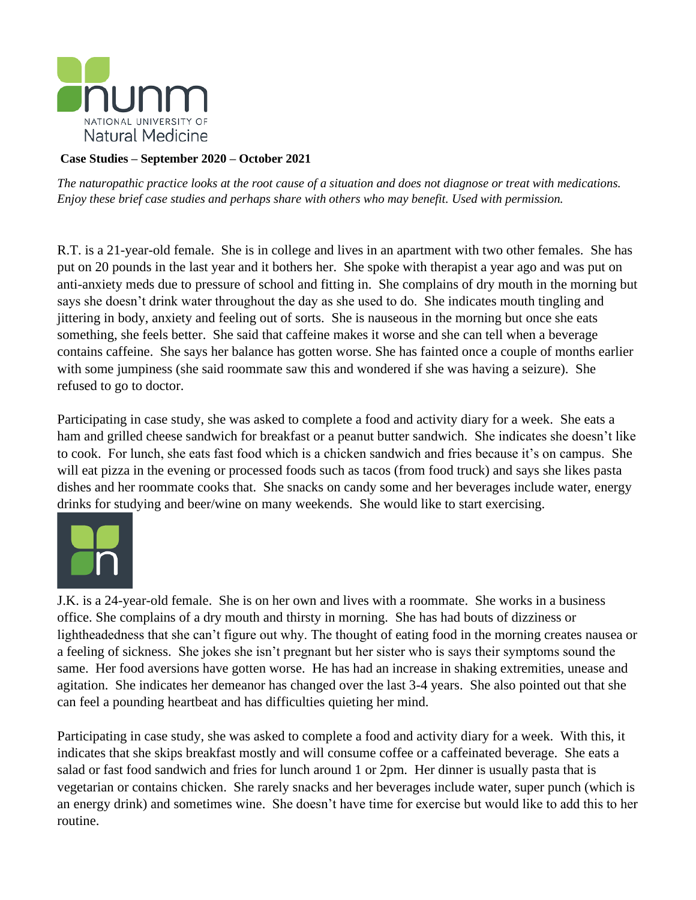NATIONAL UNIVERSITY OF Natural Medicine

**Case Studies – September 2020 – October 2021**

*The naturopathic practice looks at the root cause of a situation and does not diagnose or treat with medications. Enjoy these brief case studies and perhaps share with others who may benefit. Used with permission.*

R.T. is a 21-year-old female. She is in college and lives in an apartment with two other females. She has put on 20 pounds in the last year and it bothers her. She spoke with therapist a year ago and was put on anti-anxiety meds due to pressure of school and fitting in. She complains of dry mouth in the morning but says she doesn't drink water throughout the day as she used to do. She indicates mouth tingling and jittering in body, anxiety and feeling out of sorts. She is nauseous in the morning but once she eats something, she feels better. She said that caffeine makes it worse and she can tell when a beverage contains caffeine. She says her balance has gotten worse. She has fainted once a couple of months earlier with some jumpiness (she said roommate saw this and wondered if she was having a seizure). She refused to go to doctor.

Participating in case study, she was asked to complete a food and activity diary for a week. She eats a ham and grilled cheese sandwich for breakfast or a peanut butter sandwich. She indicates she doesn't like to cook. For lunch, she eats fast food which is a chicken sandwich and fries because it's on campus. She will eat pizza in the evening or processed foods such as tacos (from food truck) and says she likes pasta dishes and her roommate cooks that. She snacks on candy some and her beverages include water, energy drinks for studying and beer/wine on many weekends. She would like to start exercising.

J.K. is a 24-year-old female. She is on her own and lives with a roommate. She works in a business office. She complains of a dry mouth and thirsty in morning. She has had bouts of dizziness or lightheadedness that she can't figure out why. The thought of eating food in the morning creates nausea or a feeling of sickness. She jokes she isn't pregnant but her sister who is says their symptoms sound the same. Her food aversions have gotten worse. He has had an increase in shaking extremities, unease and agitation. She indicates her demeanor has changed over the last 3-4 years. She also pointed out that she can feel a pounding heartbeat and has difficulties quieting her mind.

Participating in case study, she was asked to complete a food and activity diary for a week. With this, it indicates that she skips breakfast mostly and will consume coffee or a caffeinated beverage. She eats a salad or fast food sandwich and fries for lunch around 1 or 2pm. Her dinner is usually pasta that is vegetarian or contains chicken. She rarely snacks and her beverages include water, super punch (which is an energy drink) and sometimes wine. She doesn't have time for exercise but would like to add this to her routine.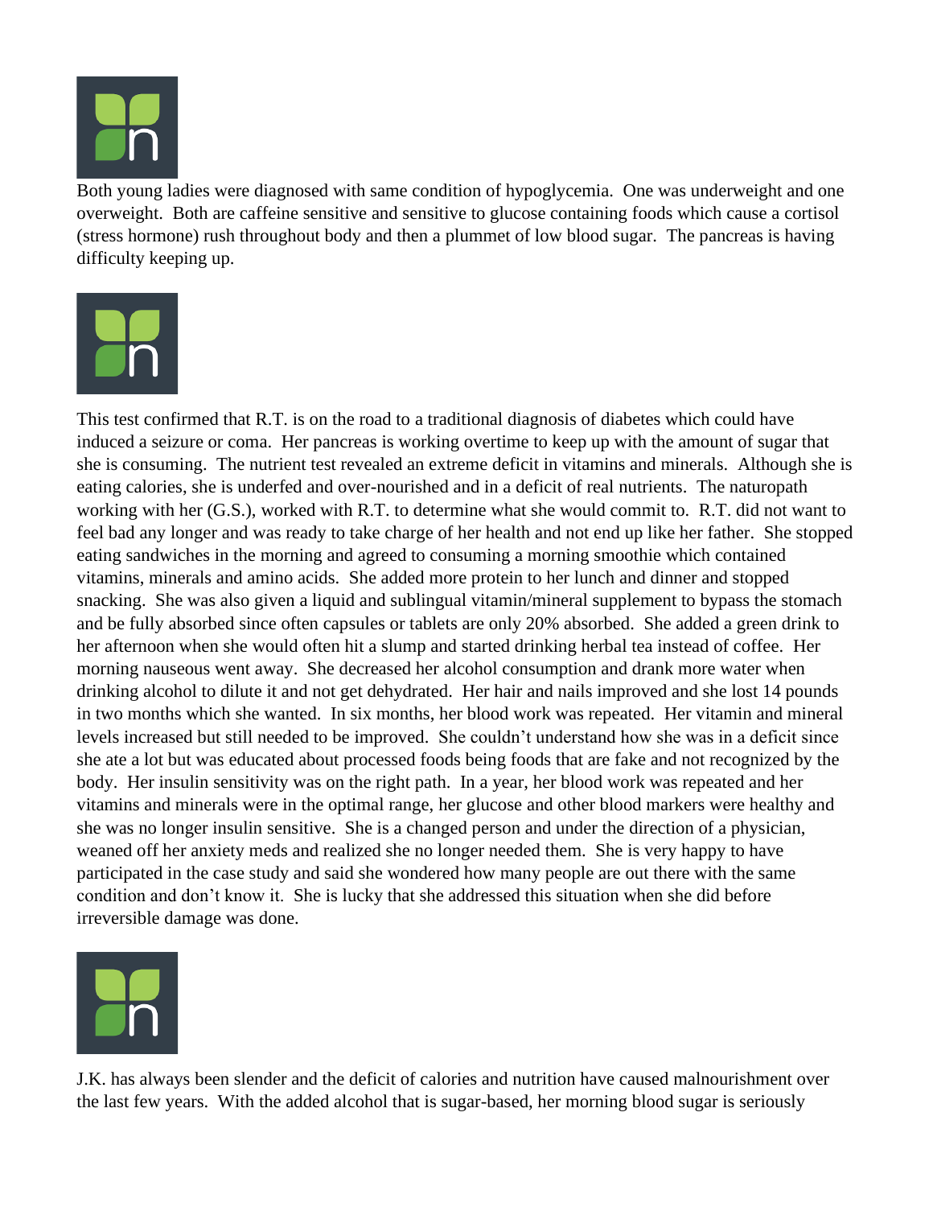Both young ladies were diagnosed with same condition of hypoglycemia. One was underweight and one overweight. Both are caffeine sensitive and sensitive to glucose containing foods which cause a cortisol (stress hormone) rush throughout body and then a plummet of low blood sugar. The pancreas is having difficulty keeping up.

This test confirmed that R.T. is on the road to a traditional diagnosis of diabetes which could have induced a seizure or coma. Her pancreas is working overtime to keep up with the amount of sugar that she is consuming. The nutrient test revealed an extreme deficit in vitamins and minerals. Although she is eating calories, she is underfed and over-nourished and in a deficit of real nutrients. The naturopath working with her (G.S.), worked with R.T. to determine what she would commit to. R.T. did not want to feel bad any longer and was ready to take charge of her health and not end up like her father. She stopped eating sandwiches in the morning and agreed to consuming a morning smoothie which contained vitamins, minerals and amino acids. She added more protein to her lunch and dinner and stopped snacking. She was also given a liquid and sublingual vitamin/mineral supplement to bypass the stomach and be fully absorbed since often capsules or tablets are only 20% absorbed. She added a green drink to her afternoon when she would often hit a slump and started drinking herbal tea instead of coffee. Her morning nauseous went away. She decreased her alcohol consumption and drank more water when drinking alcohol to dilute it and not get dehydrated. Her hair and nails improved and she lost 14 pounds in two months which she wanted. In six months, her blood work was repeated. Her vitamin and mineral levels increased but still needed to be improved. She couldn't understand how she was in a deficit since she ate a lot but was educated about processed foods being foods that are fake and not recognized by the body. Her insulin sensitivity was on the right path. In a year, her blood work was repeated and her vitamins and minerals were in the optimal range, her glucose and other blood markers were healthy and she was no longer insulin sensitive. She is a changed person and under the direction of a physician, weaned off her anxiety meds and realized she no longer needed them. She is very happy to have participated in the case study and said she wondered how many people are out there with the same condition and don't know it. She is lucky that she addressed this situation when she did before irreversible damage was done.

J.K. has always been slender and the deficit of calories and nutrition have caused malnourishment over the last few years. With the added alcohol that is sugar-based, her morning blood sugar is seriously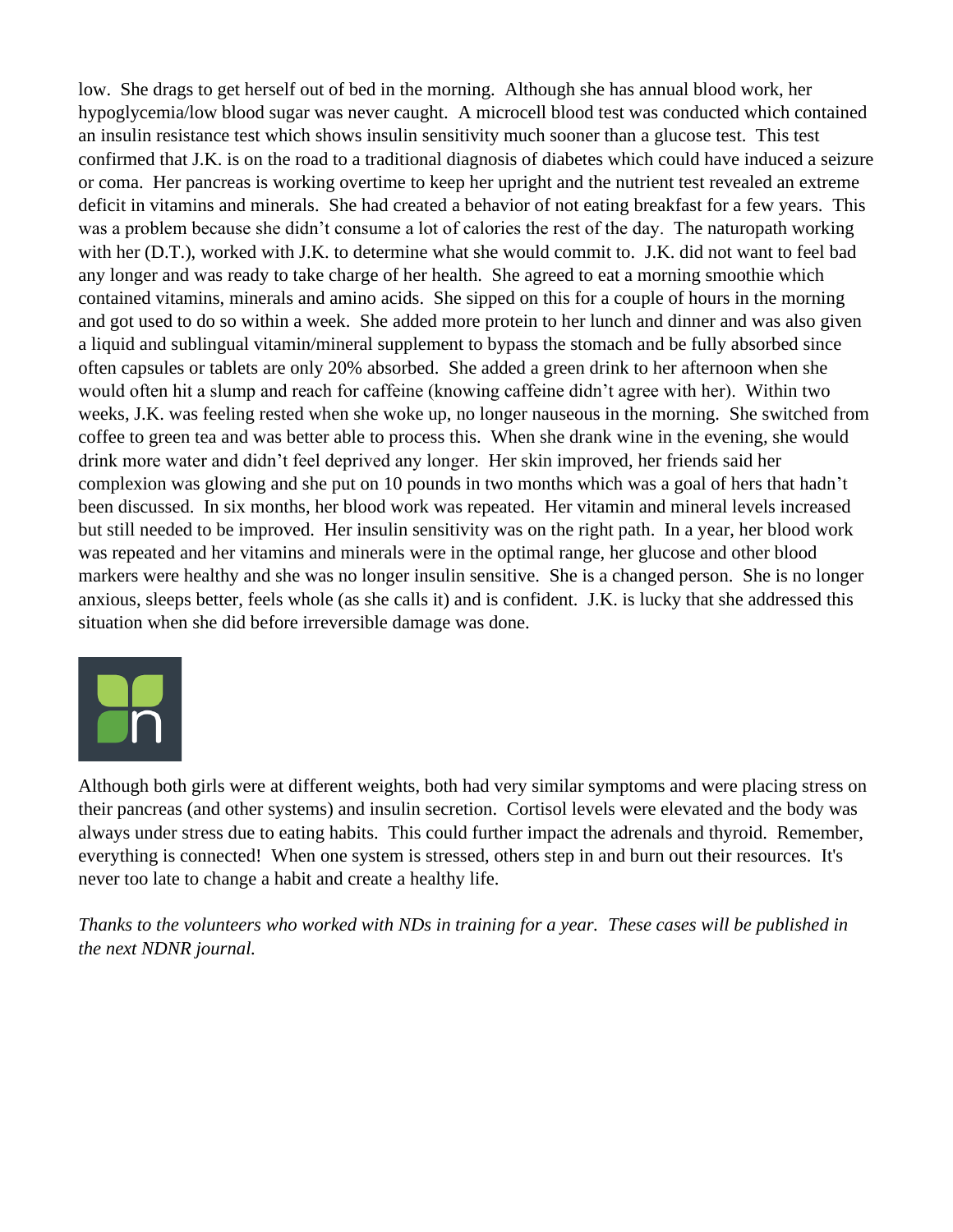low. She drags to get herself out of bed in the morning. Although she has annual blood work, her hypoglycemia/low blood sugar was never caught. A microcell blood test was conducted which contained an insulin resistance test which shows insulin sensitivity much sooner than a glucose test. This test confirmed that J.K. is on the road to a traditional diagnosis of diabetes which could have induced a seizure or coma. Her pancreas is working overtime to keep her upright and the nutrient test revealed an extreme deficit in vitamins and minerals. She had created a behavior of not eating breakfast for a few years. This was a problem because she didn't consume a lot of calories the rest of the day. The naturopath working with her (D.T.), worked with J.K. to determine what she would commit to. J.K. did not want to feel bad any longer and was ready to take charge of her health. She agreed to eat a morning smoothie which contained vitamins, minerals and amino acids. She sipped on this for a couple of hours in the morning and got used to do so within a week. She added more protein to her lunch and dinner and was also given a liquid and sublingual vitamin/mineral supplement to bypass the stomach and be fully absorbed since often capsules or tablets are only 20% absorbed. She added a green drink to her afternoon when she would often hit a slump and reach for caffeine (knowing caffeine didn't agree with her). Within two weeks, J.K. was feeling rested when she woke up, no longer nauseous in the morning. She switched from coffee to green tea and was better able to process this. When she drank wine in the evening, she would drink more water and didn't feel deprived any longer. Her skin improved, her friends said her complexion was glowing and she put on 10 pounds in two months which was a goal of hers that hadn't been discussed. In six months, her blood work was repeated. Her vitamin and mineral levels increased but still needed to be improved. Her insulin sensitivity was on the right path. In a year, her blood work was repeated and her vitamins and minerals were in the optimal range, her glucose and other blood markers were healthy and she was no longer insulin sensitive. She is a changed person. She is no longer anxious, sleeps better, feels whole (as she calls it) and is confident. J.K. is lucky that she addressed this situation when she did before irreversible damage was done.

Although both girls were at different weights, both had very similar symptoms and were placing stress on their pancreas (and other systems) and insulin secretion. Cortisol levels were elevated and the body was always under stress due to eating habits. This could further impact the adrenals and thyroid. Remember, everything is connected! When one system is stressed, others step in and burn out their resources. It's never too late to change a habit and create a healthy life.

*Thanks to the volunteers who worked with NDs in training for a year. These cases will be published in the next NDNR journal.*